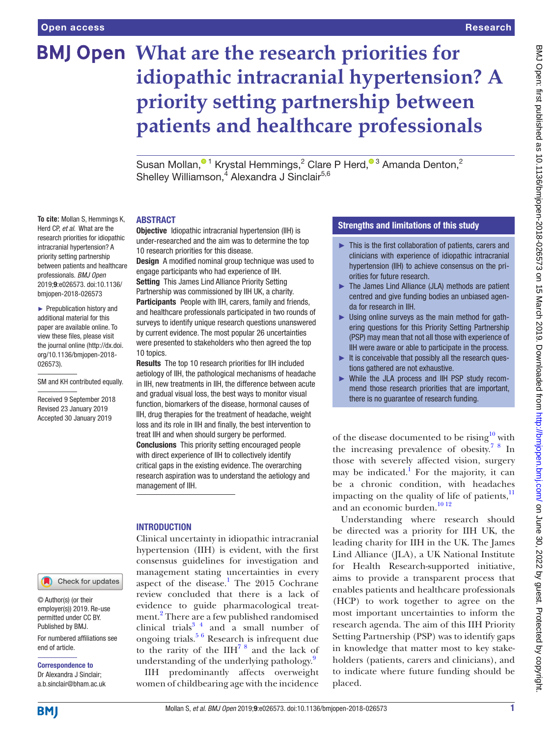# What are the research priorities for idiopathic intracranial hypertension? A priority setting partnership between patients and healthcare professionals

Susan Mollan,[1] Krystal Hemmings,[2] Clare P Herd,[3] Amanda Denton,[2] Shelley Williamson,[4] Alexandra J Sinclair[5,6]

**To cite:** Mollan S, Hemmings K, Herd CP, *et al*. What are the research priorities for idiopathic intracranial hypertension? A priority setting partnership between patients and healthcare professionals. *BMJ Open* 2019;**9**:e026573. doi:10.1136/bmjopen-2018-026573

► Prepublication history and additional material for this paper are available online. To view these files, please visit the journal online (http://dx.doi.org/10.1136/bmjopen-2018-026573).

SM and KH contributed equally.

Received 9 September 2018
Revised 23 January 2019
Accepted 30 January 2019

© Author(s) (or their employer(s)) 2019. Re-use permitted under CC BY. Published by BMJ.

For numbered affiliations see end of article.

**Correspondence to**
Dr Alexandra J Sinclair; a.b.sinclair@bham.ac.uk

## ABSTRACT

**Objective** Idiopathic intracranial hypertension (IIH) is under-researched and the aim was to determine the top 10 research priorities for this disease.

**Design** A modified nominal group technique was used to engage participants who had experience of IIH.

**Setting** This James Lind Alliance Priority Setting Partnership was commissioned by IIH UK, a charity.

**Participants** People with IIH, carers, family and friends, and healthcare professionals participated in two rounds of surveys to identify unique research questions unanswered by current evidence. The most popular 26 uncertainties were presented to stakeholders who then agreed the top 10 topics.

**Results** The top 10 research priorities for IIH included aetiology of IIH, the pathological mechanisms of headache in IIH, new treatments in IIH, the difference between acute and gradual visual loss, the best ways to monitor visual function, biomarkers of the disease, hormonal causes of IIH, drug therapies for the treatment of headache, weight loss and its role in IIH and finally, the best intervention to treat IIH and when should surgery be performed.

**Conclusions** This priority setting encouraged people with direct experience of IIH to collectively identify critical gaps in the existing evidence. The overarching research aspiration was to understand the aetiology and management of IIH.

### Strengths and limitations of this study

- This is the first collaboration of patients, carers and clinicians with experience of idiopathic intracranial hypertension (IIH) to achieve consensus on the priorities for future research.
- The James Lind Alliance (JLA) methods are patient centred and give funding bodies an unbiased agenda for research in IIH.
- Using online surveys as the main method for gathering questions for this Priority Setting Partnership (PSP) may mean that not all those with experience of IIH were aware or able to participate in the process.
- It is conceivable that possibly all the research questions gathered are not exhaustive.
- While the JLA process and IIH PSP study recommend those research priorities that are important, there is no guarantee of research funding.

## INTRODUCTION

Clinical uncertainty in idiopathic intracranial hypertension (IIH) is evident, with the first consensus guidelines for investigation and management stating uncertainties in every aspect of the disease.[1] The 2015 Cochrane review concluded that there is a lack of evidence to guide pharmacological treatment.[2] There are a few published randomised clinical trials[3 4] and a small number of ongoing trials.[5 6] Research is infrequent due to the rarity of the IIH[7 8] and the lack of understanding of the underlying pathology.[9]

IIH predominantly affects overweight women of childbearing age with the incidence of the disease documented to be rising[10] with the increasing prevalence of obesity.[7 8] In those with severely affected vision, surgery may be indicated.[1] For the majority, it can be a chronic condition, with headaches impacting on the quality of life of patients,[11] and an economic burden.[10 12]

Understanding where research should be directed was a priority for IIH UK, the leading charity for IIH in the UK. The James Lind Alliance (JLA), a UK National Institute for Health Research-supported initiative, aims to provide a transparent process that enables patients and healthcare professionals (HCP) to work together to agree on the most important uncertainties to inform the research agenda. The aim of this IIH Priority Setting Partnership (PSP) was to identify gaps in knowledge that matter most to key stakeholders (patients, carers and clinicians), and to indicate where future funding should be placed.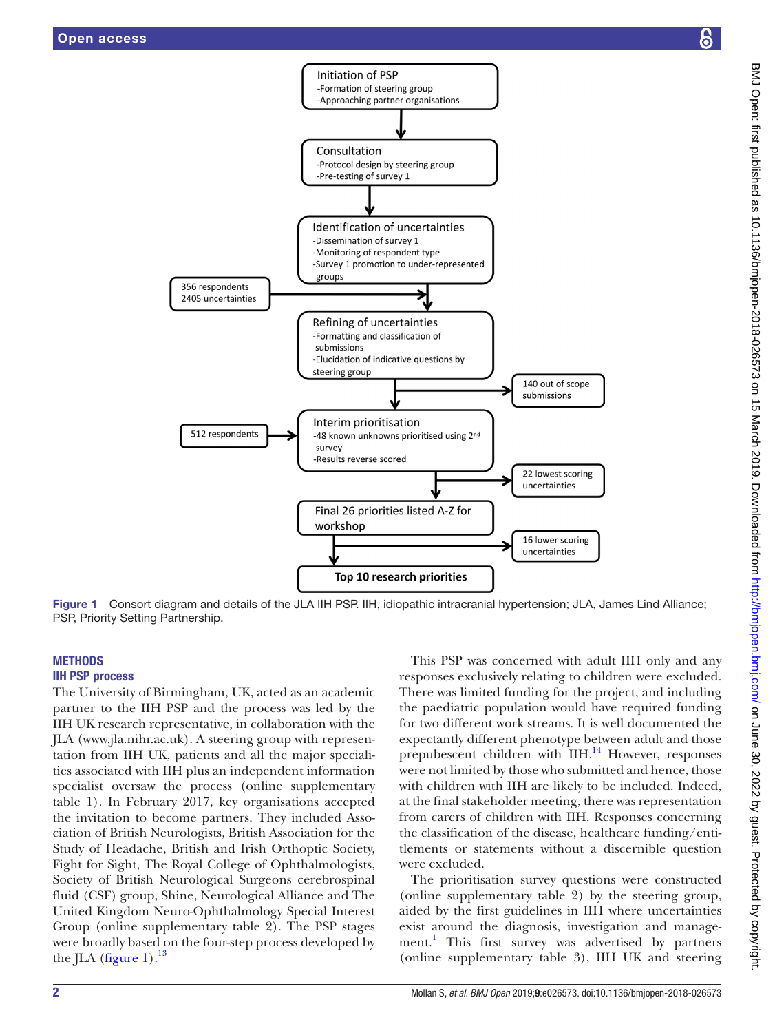Initiation of PSP
- Formation of steering group
- Approaching partner organisations

↓

Consultation
- Protocol design by steering group
- Pre-testing of survey 1

↓

Identification of uncertainties
- Dissemination of survey 1
- Monitoring of respondent type
- Survey 1 promotion to under-represented groups

356 respondents
2405 uncertainties

↓

Refining of uncertainties
- Formatting and classification of submissions
- Elucidation of indicative questions by steering group

→ 140 out of scope submissions

↓

512 respondents →

Interim prioritisation
- 48 known unknowns prioritised using 2nd survey
- Results reverse scored

→ 22 lowest scoring uncertainties

↓

Final 26 priorities listed A-Z for workshop

→ 16 lower scoring uncertainties

↓

**Top 10 research priorities**

**Figure 1** Consort diagram and details of the JLA IIH PSP. IIH, idiopathic intracranial hypertension; JLA, James Lind Alliance; PSP, Priority Setting Partnership.

## METHODS

### IIH PSP process

The University of Birmingham, UK, acted as an academic partner to the IIH PSP and the process was led by the IIH UK research representative, in collaboration with the JLA (www.jla.nihr.ac.uk). A steering group with representation from IIH UK, patients and all the major specialities associated with IIH plus an independent information specialist oversaw the process (online supplementary table 1). In February 2017, key organisations accepted the invitation to become partners. They included Association of British Neurologists, British Association for the Study of Headache, British and Irish Orthoptic Society, Fight for Sight, The Royal College of Ophthalmologists, Society of British Neurological Surgeons cerebrospinal fluid (CSF) group, Shine, Neurological Alliance and The United Kingdom Neuro-Ophthalmology Special Interest Group (online supplementary table 2). The PSP stages were broadly based on the four-step process developed by the JLA (figure 1).[13]

This PSP was concerned with adult IIH only and any responses exclusively relating to children were excluded. There was limited funding for the project, and including the paediatric population would have required funding for two different work streams. It is well documented the expectantly different phenotype between adult and those prepubescent children with IIH.[14] However, responses were not limited by those who submitted and hence, those with children with IIH are likely to be included. Indeed, at the final stakeholder meeting, there was representation from carers of children with IIH. Responses concerning the classification of the disease, healthcare funding/entitlements or statements without a discernible question were excluded.

The prioritisation survey questions were constructed (online supplementary table 2) by the steering group, aided by the first guidelines in IIH where uncertainties exist around the diagnosis, investigation and management.[1] This first survey was advertised by partners (online supplementary table 3), IIH UK and steering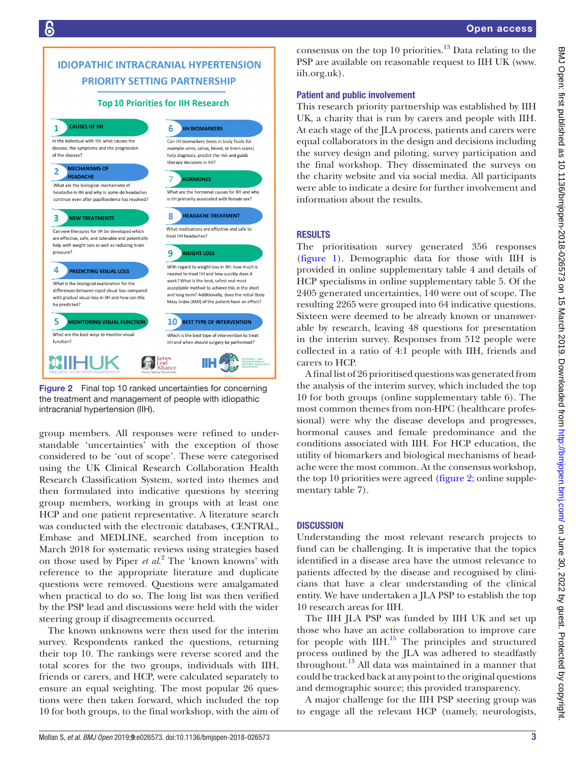**IDIOPATHIC INTRACRANIAL HYPERTENSION PRIORITY SETTING PARTNERSHIP**

**Top 10 Priorities for IIH Research**

1. **CAUSES OF IIH** — In the individual with IIH; what causes the disease, the symptoms and the progression of the disease?
2. **MECHANISMS OF HEADACHE** — What are the biological mechanisms of headache in IIH and why in some do headaches continue even after papilloedema has resolved?
3. **NEW TREATMENTS** — Can new therapies for IIH be developed which are effective, safe, and tolerable and potentially help with weight loss as well as reducing brain pressure?
4. **PREDICTING VISUAL LOSS** — What is the biological explanation for the differences between rapid visual loss compared with gradual visual loss in IIH and how can this be predicted?
5. **MONITORING VISUAL FUNCTION** — What are the best ways to monitor visual function?
6. **IIH BIOMARKERS** — Can IIH biomarkers (tests in body fluids for example urine, saliva, blood, or brain scans) help diagnosis, predict the risk and guide therapy decisions in IIH?
7. **HORMONES** — What are the hormonal causes for IIH and why is IIH primarily associated with female sex?
8. **HEADACHE TREATMENT** — What medications are effective and safe to treat IIH headaches?
9. **WEIGHT LOSS** — With regard to weight loss in IIH: how much is needed to treat IIH and how quickly does it work? What is the best, safest and most acceptable method to achieve this in the short and long term? Additionally, does the initial Body Mass Index (BMI) of the patient have an effect?
10. **BEST TYPE OF INTERVENTION** — Which is the best type of intervention to treat IIH and when should surgery be performed?

IIHUK idiopathic intracranial hypertension · James Lind Alliance Priority Setting Partnerships · IIH Patients and Professionals Setting Research Priorities

Figure 2 Final top 10 ranked uncertainties for concerning the treatment and management of people with idiopathic intracranial hypertension (IIH).

group members. All responses were refined to understandable 'uncertainties' with the exception of those considered to be 'out of scope'. These were categorised using the UK Clinical Research Collaboration Health Research Classification System, sorted into themes and then formulated into indicative questions by steering group members, working in groups with at least one HCP and one patient representative. A literature search was conducted with the electronic databases, CENTRAL, Embase and MEDLINE, searched from inception to March 2018 for systematic reviews using strategies based on those used by Piper *et al*.[2] The 'known knowns' with reference to the appropriate literature and duplicate questions were removed. Questions were amalgamated when practical to do so. The long list was then verified by the PSP lead and discussions were held with the wider steering group if disagreements occurred.

The known unknowns were then used for the interim survey. Respondents ranked the questions, returning their top 10. The rankings were reverse scored and the total scores for the two groups, individuals with IIH, friends or carers, and HCP, were calculated separately to ensure an equal weighting. The most popular 26 questions were then taken forward, which included the top 10 for both groups, to the final workshop, with the aim of consensus on the top 10 priorities.[13] Data relating to the PSP are available on reasonable request to IIH UK (www.iih.org.uk).

## Patient and public involvement

This research priority partnership was established by IIH UK, a charity that is run by carers and people with IIH. At each stage of the JLA process, patients and carers were equal collaborators in the design and decisions including the survey design and piloting, survey participation and the final workshop. They disseminated the surveys on the charity website and via social media. All participants were able to indicate a desire for further involvement and information about the results.

## RESULTS

The prioritisation survey generated 356 responses (figure 1). Demographic data for those with IIH is provided in online supplementary table 4 and details of HCP specialisms in online supplementary table 5. Of the 2405 generated uncertainties, 140 were out of scope. The resulting 2265 were grouped into 64 indicative questions. Sixteen were deemed to be already known or unanswerable by research, leaving 48 questions for presentation in the interim survey. Responses from 512 people were collected in a ratio of 4:1 people with IIH, friends and carers to HCP.

A final list of 26 prioritised questions was generated from the analysis of the interim survey, which included the top 10 for both groups (online supplementary table 6). The most common themes from non-HPC (healthcare professional) were why the disease develops and progresses, hormonal causes and female predominance and the conditions associated with IIH. For HCP education, the utility of biomarkers and biological mechanisms of headache were the most common. At the consensus workshop, the top 10 priorities were agreed (figure 2; online supplementary table 7).

## DISCUSSION

Understanding the most relevant research projects to fund can be challenging. It is imperative that the topics identified in a disease area have the utmost relevance to patients affected by the disease and recognised by clinicians that have a clear understanding of the clinical entity. We have undertaken a JLA PSP to establish the top 10 research areas for IIH.

The IIH JLA PSP was funded by IIH UK and set up those who have an active collaboration to improve care for people with IIH.[15] The principles and structured process outlined by the JLA was adhered to steadfastly throughout.[13] All data was maintained in a manner that could be tracked back at any point to the original questions and demographic source; this provided transparency.

A major challenge for the IIH PSP steering group was to engage all the relevant HCP (namely, neurologists,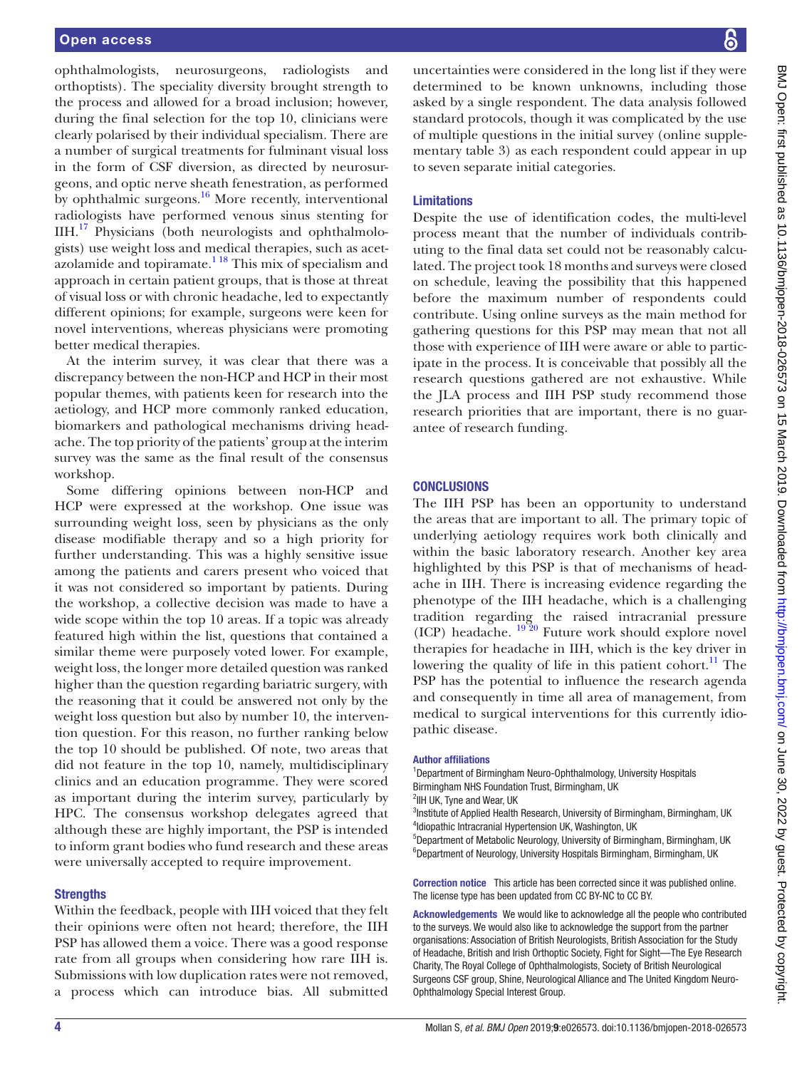ophthalmologists, neurosurgeons, radiologists and orthoptists). The speciality diversity brought strength to the process and allowed for a broad inclusion; however, during the final selection for the top 10, clinicians were clearly polarised by their individual specialism. There are a number of surgical treatments for fulminant visual loss in the form of CSF diversion, as directed by neurosurgeons, and optic nerve sheath fenestration, as performed by ophthalmic surgeons.[16] More recently, interventional radiologists have performed venous sinus stenting for IIH.[17] Physicians (both neurologists and ophthalmologists) use weight loss and medical therapies, such as acetazolamide and topiramate.[1 18] This mix of specialism and approach in certain patient groups, that is those at threat of visual loss or with chronic headache, led to expectantly different opinions; for example, surgeons were keen for novel interventions, whereas physicians were promoting better medical therapies.

At the interim survey, it was clear that there was a discrepancy between the non-HCP and HCP in their most popular themes, with patients keen for research into the aetiology, and HCP more commonly ranked education, biomarkers and pathological mechanisms driving headache. The top priority of the patients' group at the interim survey was the same as the final result of the consensus workshop.

Some differing opinions between non-HCP and HCP were expressed at the workshop. One issue was surrounding weight loss, seen by physicians as the only disease modifiable therapy and so a high priority for further understanding. This was a highly sensitive issue among the patients and carers present who voiced that it was not considered so important by patients. During the workshop, a collective decision was made to have a wide scope within the top 10 areas. If a topic was already featured high within the list, questions that contained a similar theme were purposely voted lower. For example, weight loss, the longer more detailed question was ranked higher than the question regarding bariatric surgery, with the reasoning that it could be answered not only by the weight loss question but also by number 10, the intervention question. For this reason, no further ranking below the top 10 should be published. Of note, two areas that did not feature in the top 10, namely, multidisciplinary clinics and an education programme. They were scored as important during the interim survey, particularly by HPC. The consensus workshop delegates agreed that although these are highly important, the PSP is intended to inform grant bodies who fund research and these areas were universally accepted to require improvement.

### Strengths

Within the feedback, people with IIH voiced that they felt their opinions were often not heard; therefore, the IIH PSP has allowed them a voice. There was a good response rate from all groups when considering how rare IIH is. Submissions with low duplication rates were not removed, a process which can introduce bias. All submitted uncertainties were considered in the long list if they were determined to be known unknowns, including those asked by a single respondent. The data analysis followed standard protocols, though it was complicated by the use of multiple questions in the initial survey (online supplementary table 3) as each respondent could appear in up to seven separate initial categories.

### Limitations

Despite the use of identification codes, the multi-level process meant that the number of individuals contributing to the final data set could not be reasonably calculated. The project took 18 months and surveys were closed on schedule, leaving the possibility that this happened before the maximum number of respondents could contribute. Using online surveys as the main method for gathering questions for this PSP may mean that not all those with experience of IIH were aware or able to participate in the process. It is conceivable that possibly all the research questions gathered are not exhaustive. While the JLA process and IIH PSP study recommend those research priorities that are important, there is no guarantee of research funding.

## CONCLUSIONS

The IIH PSP has been an opportunity to understand the areas that are important to all. The primary topic of underlying aetiology requires work both clinically and within the basic laboratory research. Another key area highlighted by this PSP is that of mechanisms of headache in IIH. There is increasing evidence regarding the phenotype of the IIH headache, which is a challenging tradition regarding the raised intracranial pressure (ICP) headache. [19 20] Future work should explore novel therapies for headache in IIH, which is the key driver in lowering the quality of life in this patient cohort.[11] The PSP has the potential to influence the research agenda and consequently in time all area of management, from medical to surgical interventions for this currently idiopathic disease.

**Author affiliations**

[1]Department of Birmingham Neuro-Ophthalmology, University Hospitals Birmingham NHS Foundation Trust, Birmingham, UK
[2]IIH UK, Tyne and Wear, UK
[3]Institute of Applied Health Research, University of Birmingham, Birmingham, UK
[4]Idiopathic Intracranial Hypertension UK, Washington, UK
[5]Department of Metabolic Neurology, University of Birmingham, Birmingham, UK
[6]Department of Neurology, University Hospitals Birmingham, Birmingham, UK

**Correction notice** This article has been corrected since it was published online. The license type has been updated from CC BY-NC to CC BY.

**Acknowledgements** We would like to acknowledge all the people who contributed to the surveys. We would also like to acknowledge the support from the partner organisations: Association of British Neurologists, British Association for the Study of Headache, British and Irish Orthoptic Society, Fight for Sight—The Eye Research Charity, The Royal College of Ophthalmologists, Society of British Neurological Surgeons CSF group, Shine, Neurological Alliance and The United Kingdom Neuro-Ophthalmology Special Interest Group.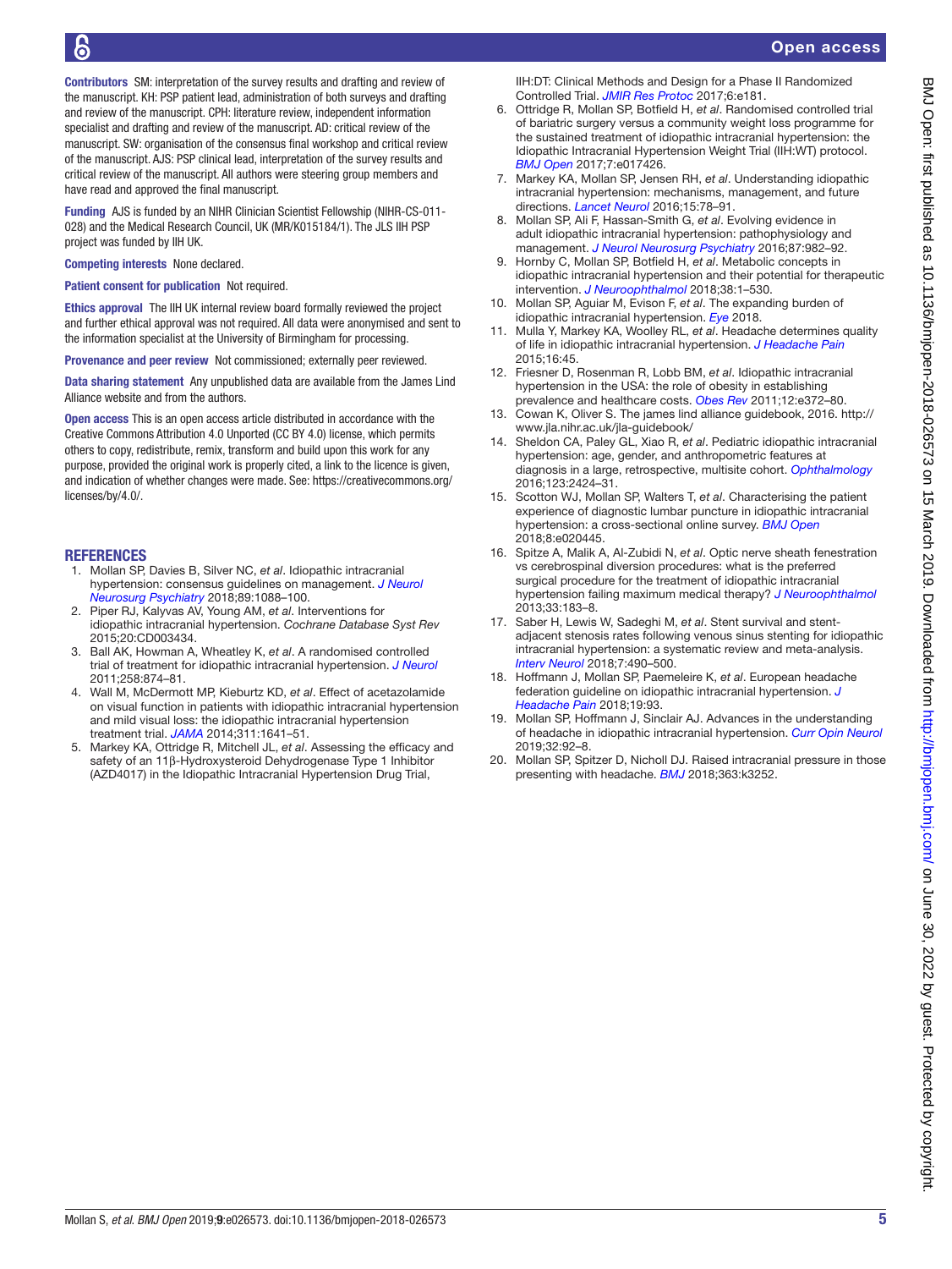**Contributors** SM: interpretation of the survey results and drafting and review of the manuscript. KH: PSP patient lead, administration of both surveys and drafting and review of the manuscript. CPH: literature review, independent information specialist and drafting and review of the manuscript. AD: critical review of the manuscript. SW: organisation of the consensus final workshop and critical review of the manuscript. AJS: PSP clinical lead, interpretation of the survey results and critical review of the manuscript. All authors were steering group members and have read and approved the final manuscript.

**Funding** AJS is funded by an NIHR Clinician Scientist Fellowship (NIHR-CS-011-028) and the Medical Research Council, UK (MR/K015184/1). The JLS IIH PSP project was funded by IIH UK.

**Competing interests** None declared.

**Patient consent for publication** Not required.

**Ethics approval** The IIH UK internal review board formally reviewed the project and further ethical approval was not required. All data were anonymised and sent to the information specialist at the University of Birmingham for processing.

**Provenance and peer review** Not commissioned; externally peer reviewed.

**Data sharing statement** Any unpublished data are available from the James Lind Alliance website and from the authors.

**Open access** This is an open access article distributed in accordance with the Creative Commons Attribution 4.0 Unported (CC BY 4.0) license, which permits others to copy, redistribute, remix, transform and build upon this work for any purpose, provided the original work is properly cited, a link to the licence is given, and indication of whether changes were made. See: https://creativecommons.org/licenses/by/4.0/.

## REFERENCES

1. Mollan SP, Davies B, Silver NC, *et al*. Idiopathic intracranial hypertension: consensus guidelines on management. *J Neurol Neurosurg Psychiatry* 2018;89:1088–100.
2. Piper RJ, Kalyvas AV, Young AM, *et al*. Interventions for idiopathic intracranial hypertension. *Cochrane Database Syst Rev* 2015;20:CD003434.
3. Ball AK, Howman A, Wheatley K, *et al*. A randomised controlled trial of treatment for idiopathic intracranial hypertension. *J Neurol* 2011;258:874–81.
4. Wall M, McDermott MP, Kieburtz KD, *et al*. Effect of acetazolamide on visual function in patients with idiopathic intracranial hypertension and mild visual loss: the idiopathic intracranial hypertension treatment trial. *JAMA* 2014;311:1641–51.
5. Markey KA, Ottridge R, Mitchell JL, *et al*. Assessing the efficacy and safety of an 11β-Hydroxysteroid Dehydrogenase Type 1 Inhibitor (AZD4017) in the Idiopathic Intracranial Hypertension Drug Trial, IIH:DT: Clinical Methods and Design for a Phase II Randomized Controlled Trial. *JMIR Res Protoc* 2017;6:e181.
6. Ottridge R, Mollan SP, Botfield H, *et al*. Randomised controlled trial of bariatric surgery versus a community weight loss programme for the sustained treatment of idiopathic intracranial hypertension: the Idiopathic Intracranial Hypertension Weight Trial (IIH:WT) protocol. *BMJ Open* 2017;7:e017426.
7. Markey KA, Mollan SP, Jensen RH, *et al*. Understanding idiopathic intracranial hypertension: mechanisms, management, and future directions. *Lancet Neurol* 2016;15:78–91.
8. Mollan SP, Ali F, Hassan-Smith G, *et al*. Evolving evidence in adult idiopathic intracranial hypertension: pathophysiology and management. *J Neurol Neurosurg Psychiatry* 2016;87:982–92.
9. Hornby C, Mollan SP, Botfield H, *et al*. Metabolic concepts in idiopathic intracranial hypertension and their potential for therapeutic intervention. *J Neuroophthalmol* 2018;38:1–530.
10. Mollan SP, Aguiar M, Evison F, *et al*. The expanding burden of idiopathic intracranial hypertension. *Eye* 2018.
11. Mulla Y, Markey KA, Woolley RL, *et al*. Headache determines quality of life in idiopathic intracranial hypertension. *J Headache Pain* 2015;16:45.
12. Friesner D, Rosenman R, Lobb BM, *et al*. Idiopathic intracranial hypertension in the USA: the role of obesity in establishing prevalence and healthcare costs. *Obes Rev* 2011;12:e372–80.
13. Cowan K, Oliver S. The james lind alliance guidebook, 2016. http://www.jla.nihr.ac.uk/jla-guidebook/
14. Sheldon CA, Paley GL, Xiao R, *et al*. Pediatric idiopathic intracranial hypertension: age, gender, and anthropometric features at diagnosis in a large, retrospective, multisite cohort. *Ophthalmology* 2016;123:2424–31.
15. Scotton WJ, Mollan SP, Walters T, *et al*. Characterising the patient experience of diagnostic lumbar puncture in idiopathic intracranial hypertension: a cross-sectional online survey. *BMJ Open* 2018;8:e020445.
16. Spitze A, Malik A, Al-Zubidi N, *et al*. Optic nerve sheath fenestration vs cerebrospinal diversion procedures: what is the preferred surgical procedure for the treatment of idiopathic intracranial hypertension failing maximum medical therapy? *J Neuroophthalmol* 2013;33:183–8.
17. Saber H, Lewis W, Sadeghi M, *et al*. Stent survival and stent-adjacent stenosis rates following venous sinus stenting for idiopathic intracranial hypertension: a systematic review and meta-analysis. *Interv Neurol* 2018;7:490–500.
18. Hoffmann J, Mollan SP, Paemeleire K, *et al*. European headache federation guideline on idiopathic intracranial hypertension. *J Headache Pain* 2018;19:93.
19. Mollan SP, Hoffmann J, Sinclair AJ. Advances in the understanding of headache in idiopathic intracranial hypertension. *Curr Opin Neurol* 2019;32:92–8.
20. Mollan SP, Spitzer D, Nicholl DJ. Raised intracranial pressure in those presenting with headache. *BMJ* 2018;363:k3252.